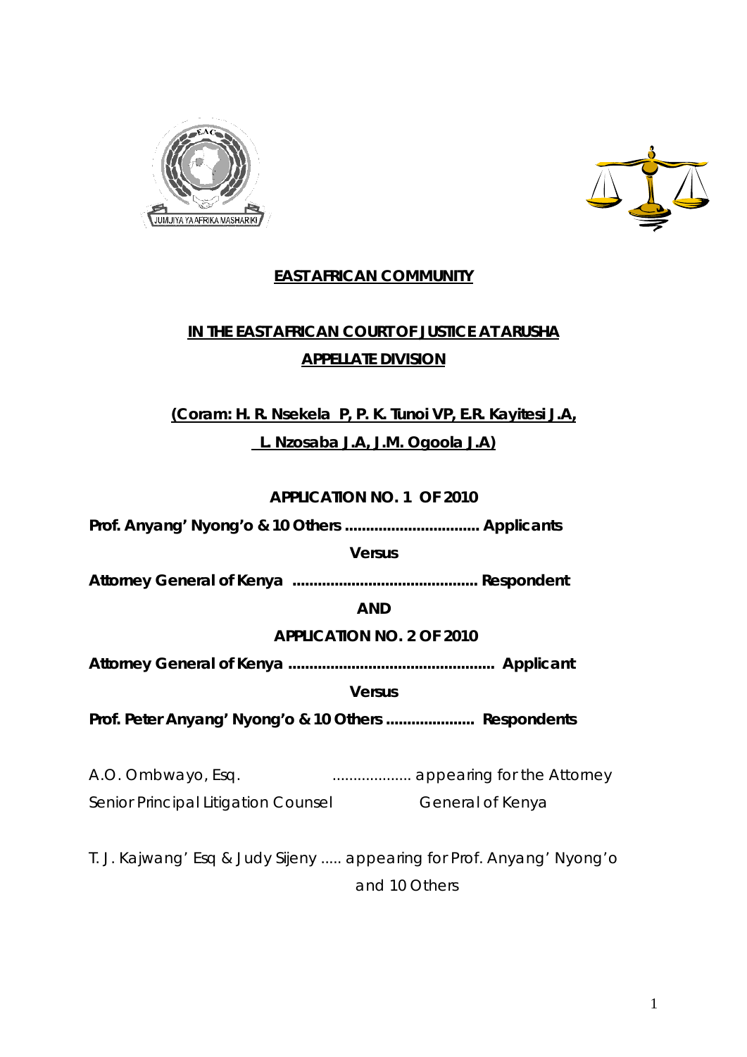**EAST AFRICAN COMMUNITY**

**IN THE EAST AFRICAN COURT OF JUSTICE AT ARUSHA**
**APPELLATE DIVISION**

**(Coram: H. R. Nsekela P, P. K. Tunoi VP, E.R. Kayitesi J.A, L. Nzosaba J.A, J.M. Ogoola J.A)**

**APPLICATION NO. 1 OF 2010**

**Prof. Anyang' Nyong'o & 10 Others ................................ Applicants**

**Versus**

**Attorney General of Kenya ........................................... Respondent**

**AND**

**APPLICATION NO. 2 OF 2010**

**Attorney General of Kenya ................................................ Applicant**

**Versus**

**Prof. Peter Anyang' Nyong'o & 10 Others .................... Respondents**

A.O. Ombwayo, Esq. .................. appearing for the Attorney
Senior Principal Litigation Counsel General of Kenya

T. J. Kajwang' Esq & Judy Sijeny ..... appearing for Prof. Anyang' Nyong'o and 10 Others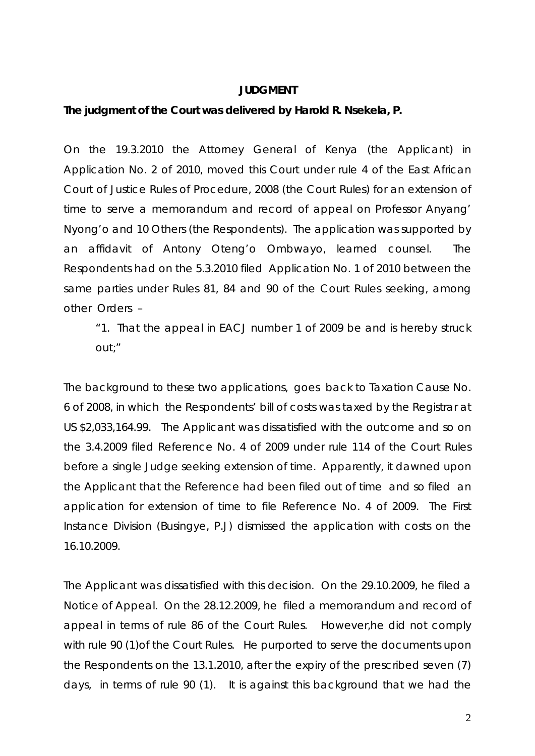**JUDGMENT**

**The judgment of the Court was delivered by Harold R. Nsekela, P.**

On the 19.3.2010 the Attorney General of Kenya (the Applicant) in Application No. 2 of 2010, moved this Court under rule 4 of the East African Court of Justice Rules of Procedure, 2008 (the Court Rules) for an extension of time to serve a memorandum and record of appeal on Professor Anyang' Nyong'o and 10 Others (the Respondents). The application was supported by an affidavit of Antony Oteng'o Ombwayo, learned counsel. The Respondents had on the 5.3.2010 filed Application No. 1 of 2010 between the same parties under Rules 81, 84 and 90 of the Court Rules seeking, among other Orders –

> "1. That the appeal in EACJ number 1 of 2009 be and is hereby struck out;"

The background to these two applications, goes back to Taxation Cause No. 6 of 2008, in which the Respondents' bill of costs was taxed by the Registrar at US $2,033,164.99. The Applicant was dissatisfied with the outcome and so on the 3.4.2009 filed Reference No. 4 of 2009 under rule 114 of the Court Rules before a single Judge seeking extension of time. Apparently, it dawned upon the Applicant that the Reference had been filed out of time and so filed an application for extension of time to file Reference No. 4 of 2009. The First Instance Division (Busingye, P.J) dismissed the application with costs on the 16.10.2009.

The Applicant was dissatisfied with this decision. On the 29.10.2009, he filed a Notice of Appeal. On the 28.12.2009, he filed a memorandum and record of appeal in terms of rule 86 of the Court Rules. However,he did not comply with rule 90 (1)of the Court Rules. He purported to serve the documents upon the Respondents on the 13.1.2010, after the expiry of the prescribed seven (7) days, in terms of rule 90 (1). It is against this background that we had the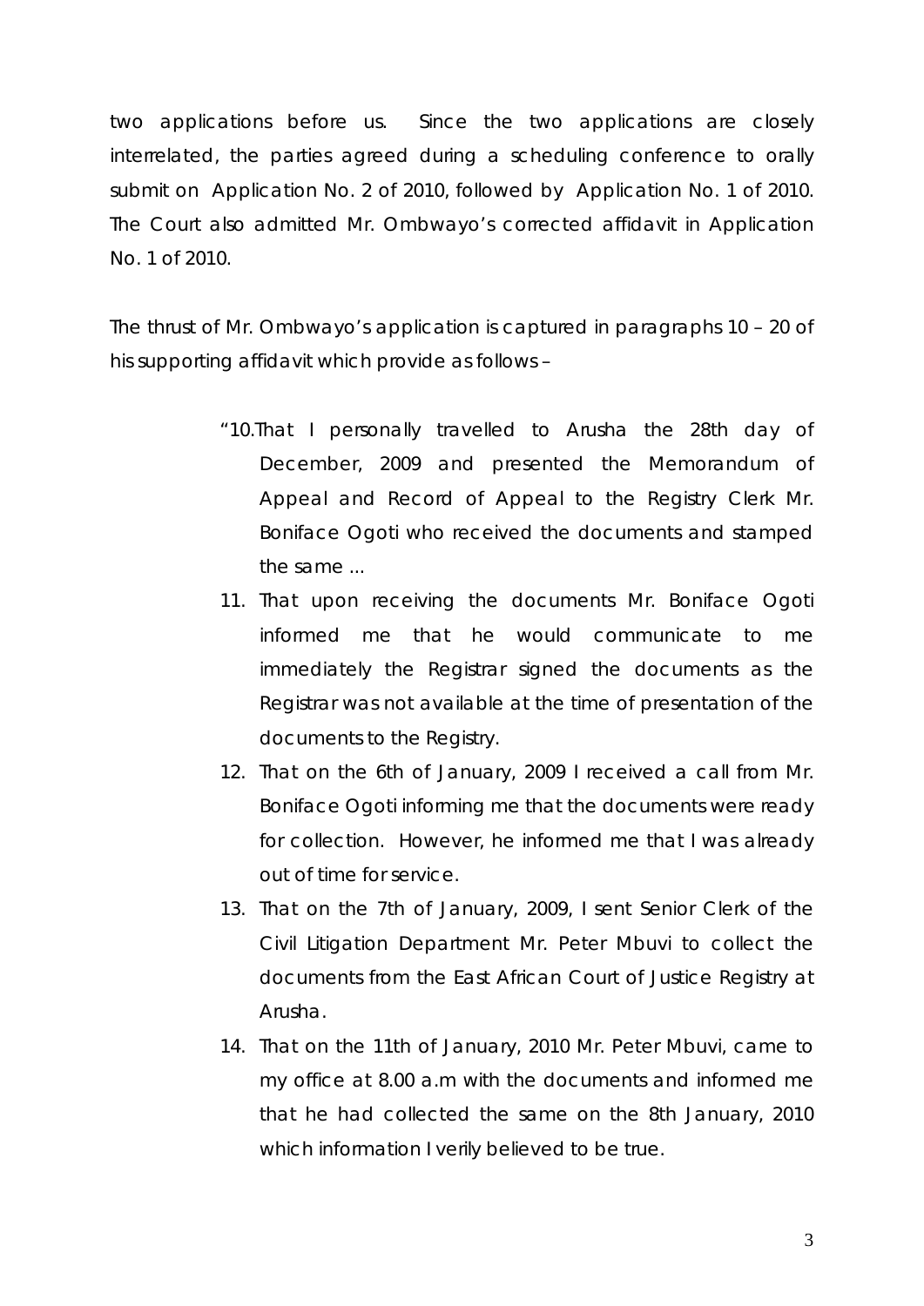two applications before us. Since the two applications are closely interrelated, the parties agreed during a scheduling conference to orally submit on Application No. 2 of 2010, followed by Application No. 1 of 2010. The Court also admitted Mr. Ombwayo's corrected affidavit in Application No. 1 of 2010.

The thrust of Mr. Ombwayo's application is captured in paragraphs 10 – 20 of his supporting affidavit which provide as follows –

> "10.That I personally travelled to Arusha the 28th day of December, 2009 and presented the Memorandum of Appeal and Record of Appeal to the Registry Clerk Mr. Boniface Ogoti who received the documents and stamped the same ...
>
> 11. That upon receiving the documents Mr. Boniface Ogoti informed me that he would communicate to me immediately the Registrar signed the documents as the Registrar was not available at the time of presentation of the documents to the Registry.
>
> 12. That on the 6th of January, 2009 I received a call from Mr. Boniface Ogoti informing me that the documents were ready for collection. However, he informed me that I was already out of time for service.
>
> 13. That on the 7th of January, 2009, I sent Senior Clerk of the Civil Litigation Department Mr. Peter Mbuvi to collect the documents from the East African Court of Justice Registry at Arusha.
>
> 14. That on the 11th of January, 2010 Mr. Peter Mbuvi, came to my office at 8.00 a.m with the documents and informed me that he had collected the same on the 8th January, 2010 which information I verily believed to be true.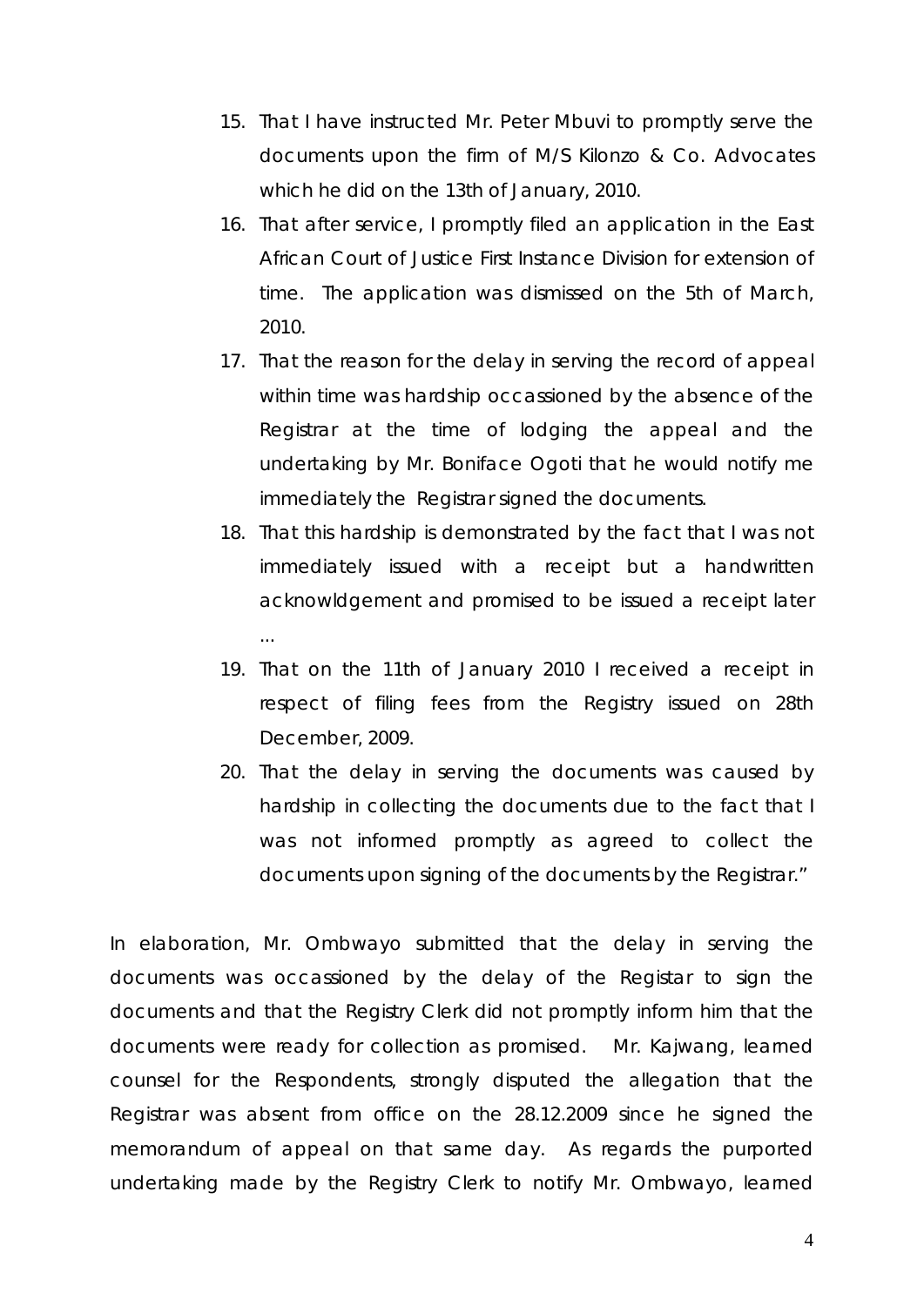15. That I have instructed Mr. Peter Mbuvi to promptly serve the documents upon the firm of M/S Kilonzo & Co. Advocates which he did on the 13th of January, 2010.
16. That after service, I promptly filed an application in the East African Court of Justice First Instance Division for extension of time. The application was dismissed on the 5th of March, 2010.
17. That the reason for the delay in serving the record of appeal within time was hardship occassioned by the absence of the Registrar at the time of lodging the appeal and the undertaking by Mr. Boniface Ogoti that he would notify me immediately the Registrar signed the documents.
18. That this hardship is demonstrated by the fact that I was not immediately issued with a receipt but a handwritten acknowldgement and promised to be issued a receipt later ...
19. That on the 11th of January 2010 I received a receipt in respect of filing fees from the Registry issued on 28th December, 2009.
20. That the delay in serving the documents was caused by hardship in collecting the documents due to the fact that I was not informed promptly as agreed to collect the documents upon signing of the documents by the Registrar."

In elaboration, Mr. Ombwayo submitted that the delay in serving the documents was occassioned by the delay of the Registar to sign the documents and that the Registry Clerk did not promptly inform him that the documents were ready for collection as promised. Mr. Kajwang, learned counsel for the Respondents, strongly disputed the allegation that the Registrar was absent from office on the 28.12.2009 since he signed the memorandum of appeal on that same day. As regards the purported undertaking made by the Registry Clerk to notify Mr. Ombwayo, learned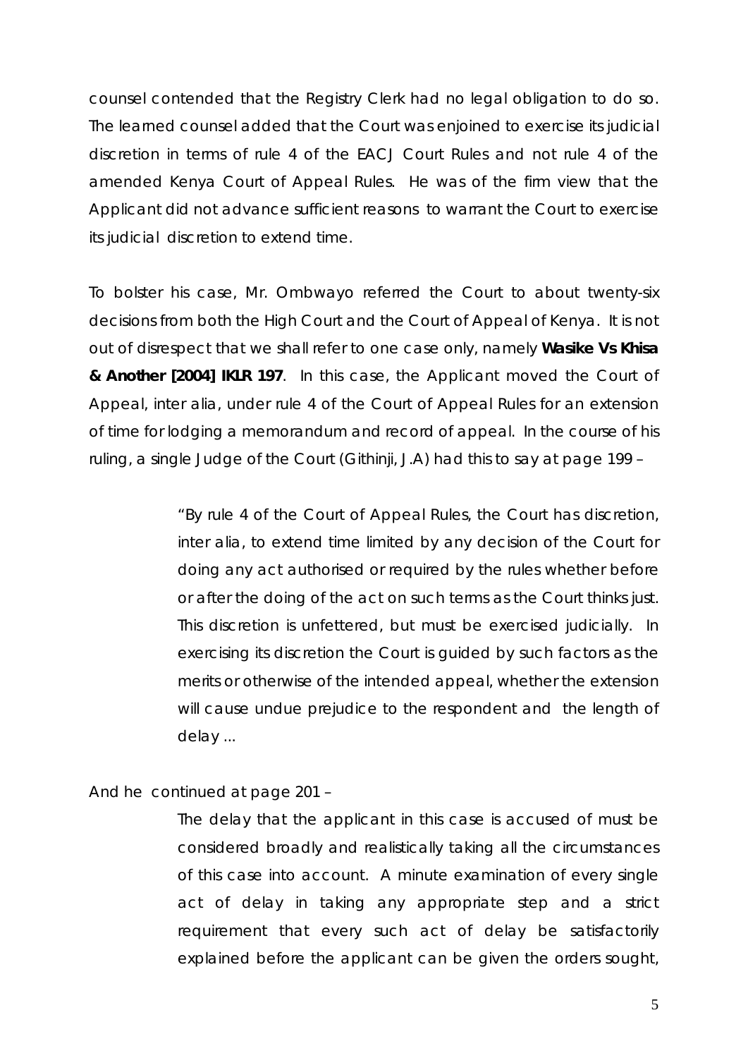counsel contended that the Registry Clerk had no legal obligation to do so. The learned counsel added that the Court was enjoined to exercise its judicial discretion in terms of rule 4 of the EACJ Court Rules and not rule 4 of the amended Kenya Court of Appeal Rules. He was of the firm view that the Applicant did not advance sufficient reasons to warrant the Court to exercise its judicial discretion to extend time.

To bolster his case, Mr. Ombwayo referred the Court to about twenty-six decisions from both the High Court and the Court of Appeal of Kenya. It is not out of disrespect that we shall refer to one case only, namely **Wasike Vs Khisa & Another [2004] IKLR 197**. In this case, the Applicant moved the Court of Appeal, inter alia, under rule 4 of the Court of Appeal Rules for an extension of time for lodging a memorandum and record of appeal. In the course of his ruling, a single Judge of the Court (Githinji, J.A) had this to say at page 199 –

> "By rule 4 of the Court of Appeal Rules, the Court has discretion, inter alia, to extend time limited by any decision of the Court for doing any act authorised or required by the rules whether before or after the doing of the act on such terms as the Court thinks just. This discretion is unfettered, but must be exercised judicially. In exercising its discretion the Court is guided by such factors as the merits or otherwise of the intended appeal, whether the extension will cause undue prejudice to the respondent and the length of delay ...

And he continued at page 201 –

> The delay that the applicant in this case is accused of must be considered broadly and realistically taking all the circumstances of this case into account. A minute examination of every single act of delay in taking any appropriate step and a strict requirement that every such act of delay be satisfactorily explained before the applicant can be given the orders sought,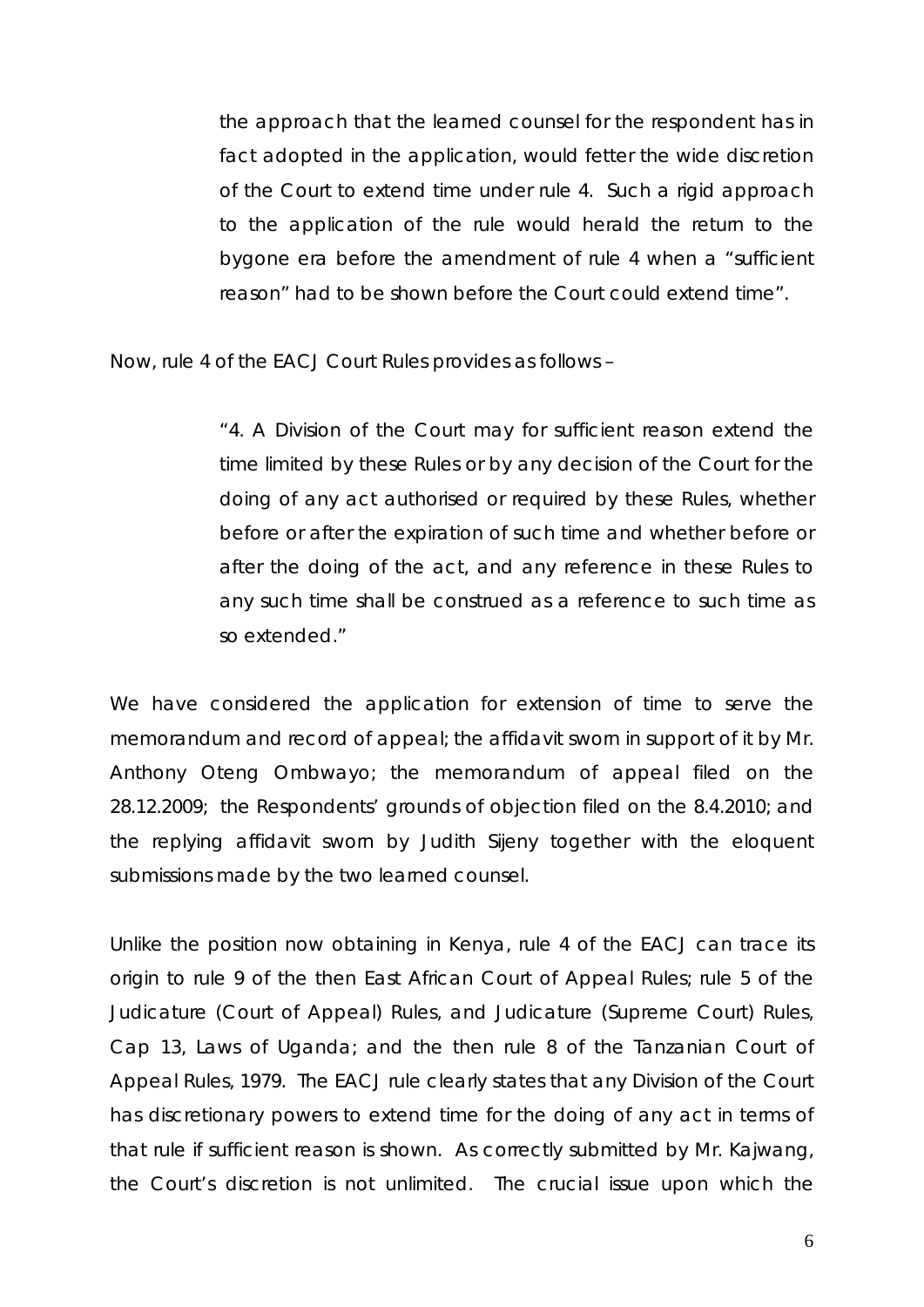> the approach that the learned counsel for the respondent has in fact adopted in the application, would fetter the wide discretion of the Court to extend time under rule 4. Such a rigid approach to the application of the rule would herald the return to the bygone era before the amendment of rule 4 when a "sufficient reason" had to be shown before the Court could extend time".

Now, rule 4 of the EACJ Court Rules provides as follows –

> "4. A Division of the Court may for sufficient reason extend the time limited by these Rules or by any decision of the Court for the doing of any act authorised or required by these Rules, whether before or after the expiration of such time and whether before or after the doing of the act, and any reference in these Rules to any such time shall be construed as a reference to such time as so extended."

We have considered the application for extension of time to serve the memorandum and record of appeal; the affidavit sworn in support of it by Mr. Anthony Oteng Ombwayo; the memorandum of appeal filed on the 28.12.2009; the Respondents' grounds of objection filed on the 8.4.2010; and the replying affidavit sworn by Judith Sijeny together with the eloquent submissions made by the two learned counsel.

Unlike the position now obtaining in Kenya, rule 4 of the EACJ can trace its origin to rule 9 of the then East African Court of Appeal Rules; rule 5 of the Judicature (Court of Appeal) Rules, and Judicature (Supreme Court) Rules, Cap 13, Laws of Uganda; and the then rule 8 of the Tanzanian Court of Appeal Rules, 1979. The EACJ rule clearly states that any Division of the Court has discretionary powers to extend time for the doing of any act in terms of that rule if sufficient reason is shown. As correctly submitted by Mr. Kajwang, the Court's discretion is not unlimited. The crucial issue upon which the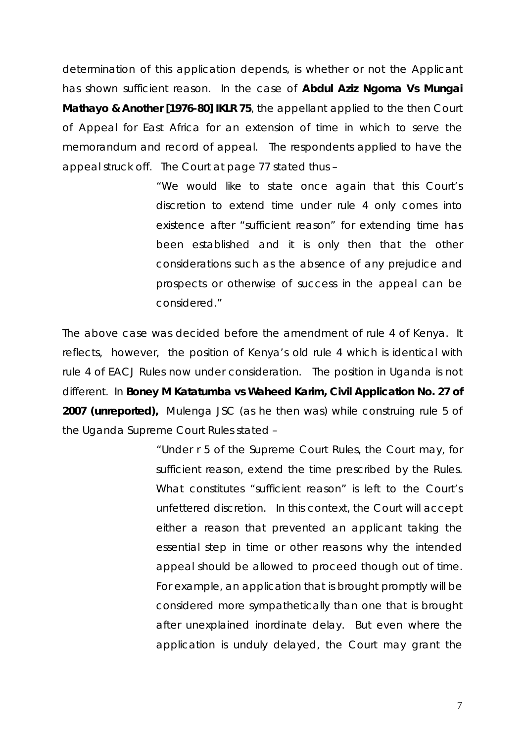determination of this application depends, is whether or not the Applicant has shown sufficient reason. In the case of **Abdul Aziz Ngoma Vs Mungai Mathayo & Another [1976-80] IKLR 75**, the appellant applied to the then Court of Appeal for East Africa for an extension of time in which to serve the memorandum and record of appeal. The respondents applied to have the appeal struck off. The Court at page 77 stated thus –

> "We would like to state once again that this Court's discretion to extend time under rule 4 only comes into existence after "sufficient reason" for extending time has been established and it is only then that the other considerations such as the absence of any prejudice and prospects or otherwise of success in the appeal can be considered."

The above case was decided before the amendment of rule 4 of Kenya. It reflects, however, the position of Kenya's old rule 4 which is identical with rule 4 of EACJ Rules now under consideration. The position in Uganda is not different. In **Boney M Katatumba vs Waheed Karim, Civil Application No. 27 of 2007 (unreported),** Mulenga JSC (as he then was) while construing rule 5 of the Uganda Supreme Court Rules stated –

> "Under r 5 of the Supreme Court Rules, the Court may, for sufficient reason, extend the time prescribed by the Rules. What constitutes "sufficient reason" is left to the Court's unfettered discretion. In this context, the Court will accept either a reason that prevented an applicant taking the essential step in time or other reasons why the intended appeal should be allowed to proceed though out of time. For example, an application that is brought promptly will be considered more sympathetically than one that is brought after unexplained inordinate delay. But even where the application is unduly delayed, the Court may grant the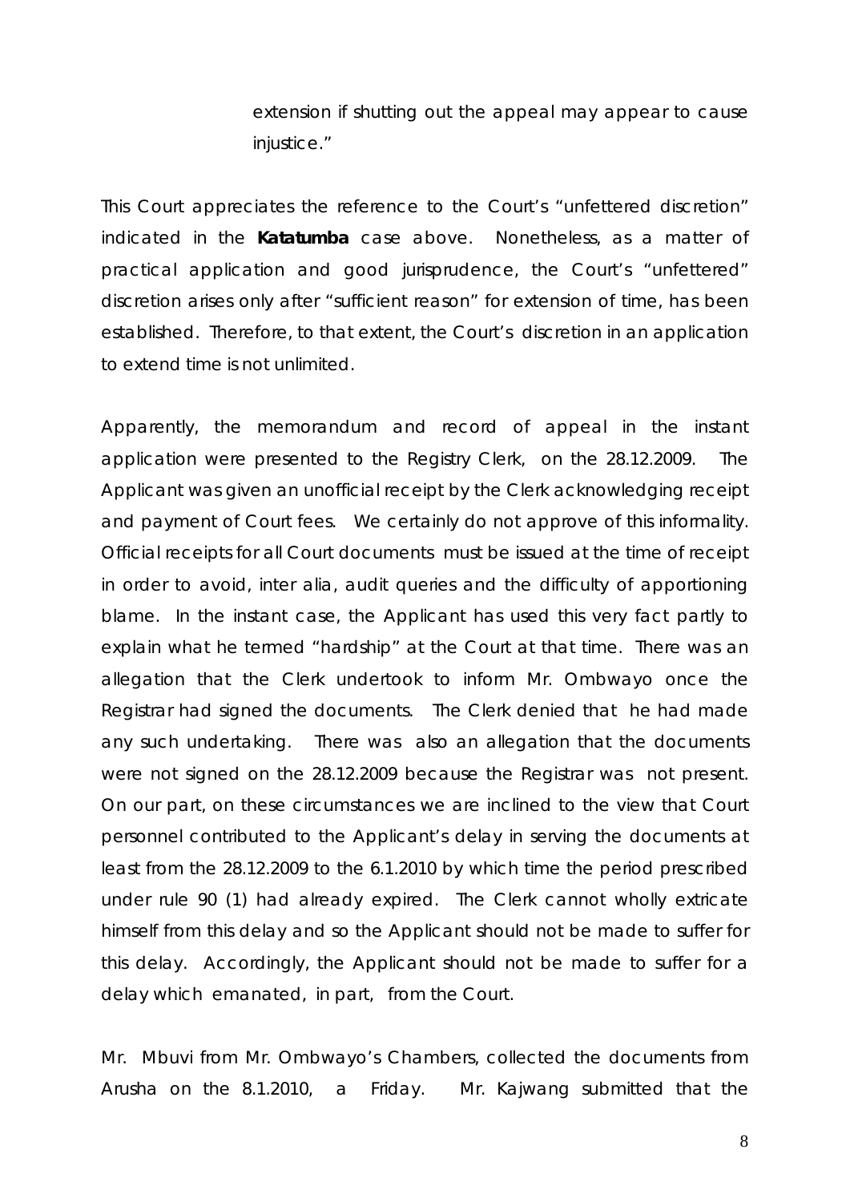> extension if shutting out the appeal may appear to cause injustice."

This Court appreciates the reference to the Court's "unfettered discretion" indicated in the **Katatumba** case above. Nonetheless, as a matter of practical application and good jurisprudence, the Court's "unfettered" discretion arises only after "sufficient reason" for extension of time, has been established. Therefore, to that extent, the Court's discretion in an application to extend time is not unlimited.

Apparently, the memorandum and record of appeal in the instant application were presented to the Registry Clerk, on the 28.12.2009. The Applicant was given an unofficial receipt by the Clerk acknowledging receipt and payment of Court fees. We certainly do not approve of this informality. Official receipts for all Court documents must be issued at the time of receipt in order to avoid, inter alia, audit queries and the difficulty of apportioning blame. In the instant case, the Applicant has used this very fact partly to explain what he termed "hardship" at the Court at that time. There was an allegation that the Clerk undertook to inform Mr. Ombwayo once the Registrar had signed the documents. The Clerk denied that he had made any such undertaking. There was also an allegation that the documents were not signed on the 28.12.2009 because the Registrar was not present. On our part, on these circumstances we are inclined to the view that Court personnel contributed to the Applicant's delay in serving the documents at least from the 28.12.2009 to the 6.1.2010 by which time the period prescribed under rule 90 (1) had already expired. The Clerk cannot wholly extricate himself from this delay and so the Applicant should not be made to suffer for this delay. Accordingly, the Applicant should not be made to suffer for a delay which emanated, in part, from the Court.

Mr. Mbuvi from Mr. Ombwayo's Chambers, collected the documents from Arusha on the 8.1.2010, a Friday. Mr. Kajwang submitted that the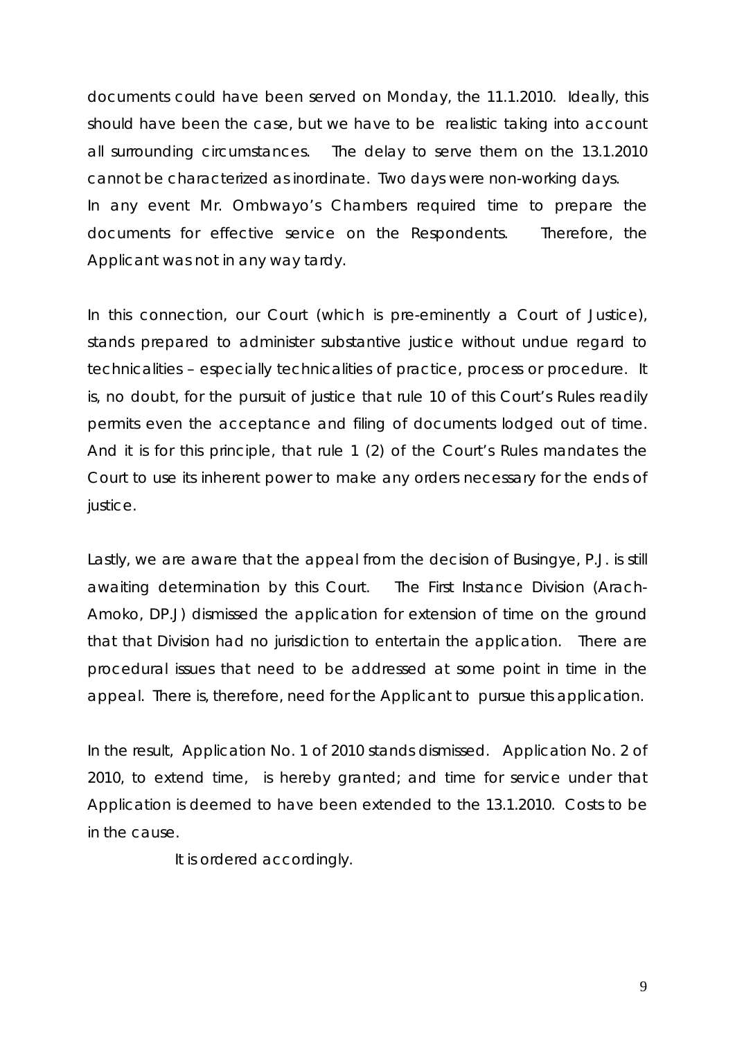documents could have been served on Monday, the 11.1.2010. Ideally, this should have been the case, but we have to be realistic taking into account all surrounding circumstances. The delay to serve them on the 13.1.2010 cannot be characterized as inordinate. Two days were non-working days. In any event Mr. Ombwayo's Chambers required time to prepare the documents for effective service on the Respondents. Therefore, the Applicant was not in any way tardy.

In this connection, our Court (which is pre-eminently a Court of Justice), stands prepared to administer substantive justice without undue regard to technicalities – especially technicalities of practice, process or procedure. It is, no doubt, for the pursuit of justice that rule 10 of this Court's Rules readily permits even the acceptance and filing of documents lodged out of time. And it is for this principle, that rule 1 (2) of the Court's Rules mandates the Court to use its inherent power to make any orders necessary for the ends of justice.

Lastly, we are aware that the appeal from the decision of Busingye, P.J. is still awaiting determination by this Court. The First Instance Division (Arach-Amoko, DP.J) dismissed the application for extension of time on the ground that that Division had no jurisdiction to entertain the application. There are procedural issues that need to be addressed at some point in time in the appeal. There is, therefore, need for the Applicant to pursue this application.

In the result, Application No. 1 of 2010 stands dismissed. Application No. 2 of 2010, to extend time, is hereby granted; and time for service under that Application is deemed to have been extended to the 13.1.2010. Costs to be in the cause.

It is ordered accordingly.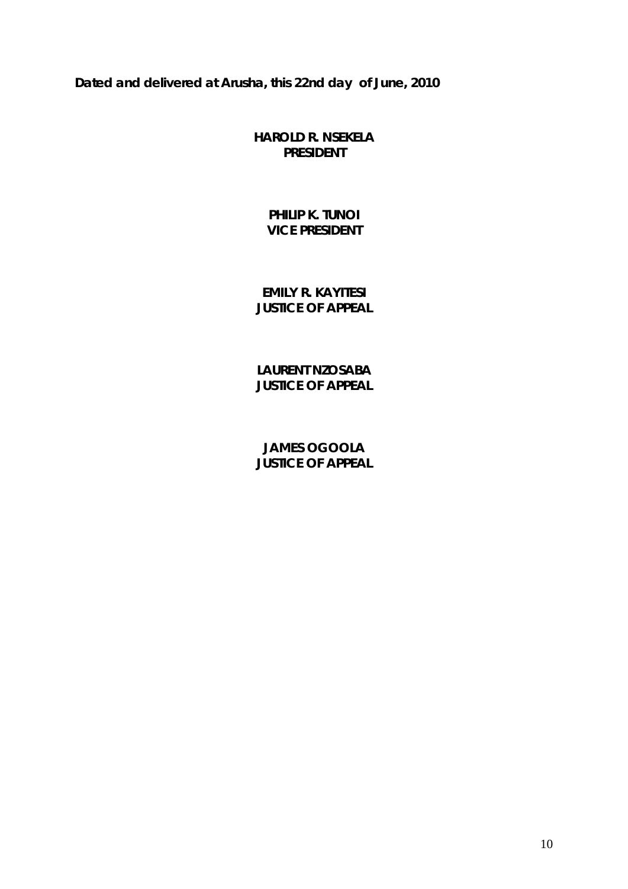**Dated and delivered at Arusha, this 22nd day of June, 2010**

**HAROLD R. NSEKELA**
**PRESIDENT**

**PHILIP K. TUNOI**
**VICE PRESIDENT**

**EMILY R. KAYITESI**
**JUSTICE OF APPEAL**

**LAURENT NZOSABA**
**JUSTICE OF APPEAL**

**JAMES OGOOLA**
**JUSTICE OF APPEAL**